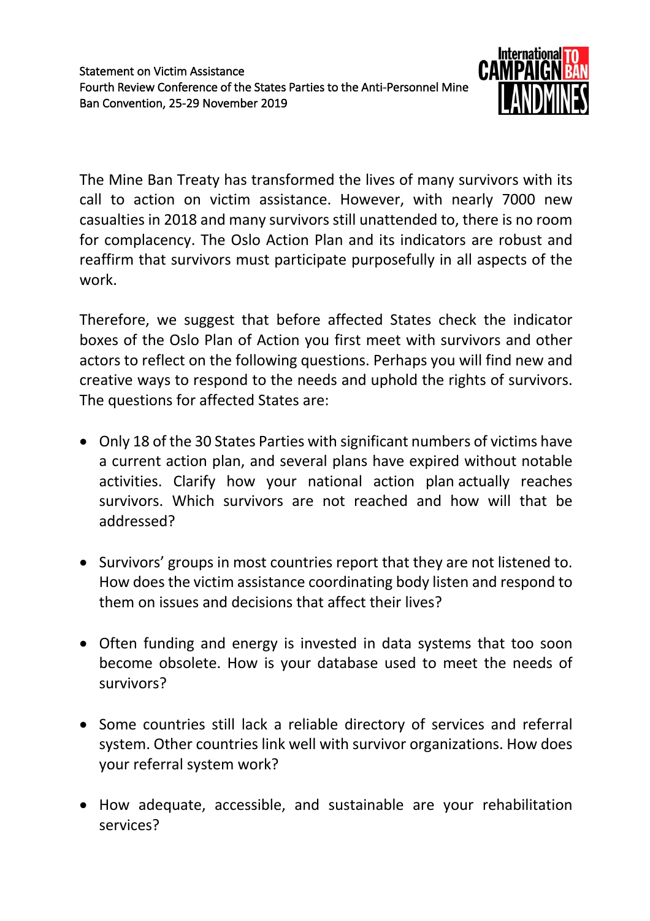Statement on Victim Assistance
Fourth Review Conference of the States Parties to the Anti-Personnel Mine Ban Convention, 25-29 November 2019

The Mine Ban Treaty has transformed the lives of many survivors with its call to action on victim assistance. However, with nearly 7000 new casualties in 2018 and many survivors still unattended to, there is no room for complacency. The Oslo Action Plan and its indicators are robust and reaffirm that survivors must participate purposefully in all aspects of the work.

Therefore, we suggest that before affected States check the indicator boxes of the Oslo Plan of Action you first meet with survivors and other actors to reflect on the following questions. Perhaps you will find new and creative ways to respond to the needs and uphold the rights of survivors. The questions for affected States are:

- Only 18 of the 30 States Parties with significant numbers of victims have a current action plan, and several plans have expired without notable activities. Clarify how your national action plan actually reaches survivors. Which survivors are not reached and how will that be addressed?
- Survivors' groups in most countries report that they are not listened to. How does the victim assistance coordinating body listen and respond to them on issues and decisions that affect their lives?
- Often funding and energy is invested in data systems that too soon become obsolete. How is your database used to meet the needs of survivors?
- Some countries still lack a reliable directory of services and referral system. Other countries link well with survivor organizations. How does your referral system work?
- How adequate, accessible, and sustainable are your rehabilitation services?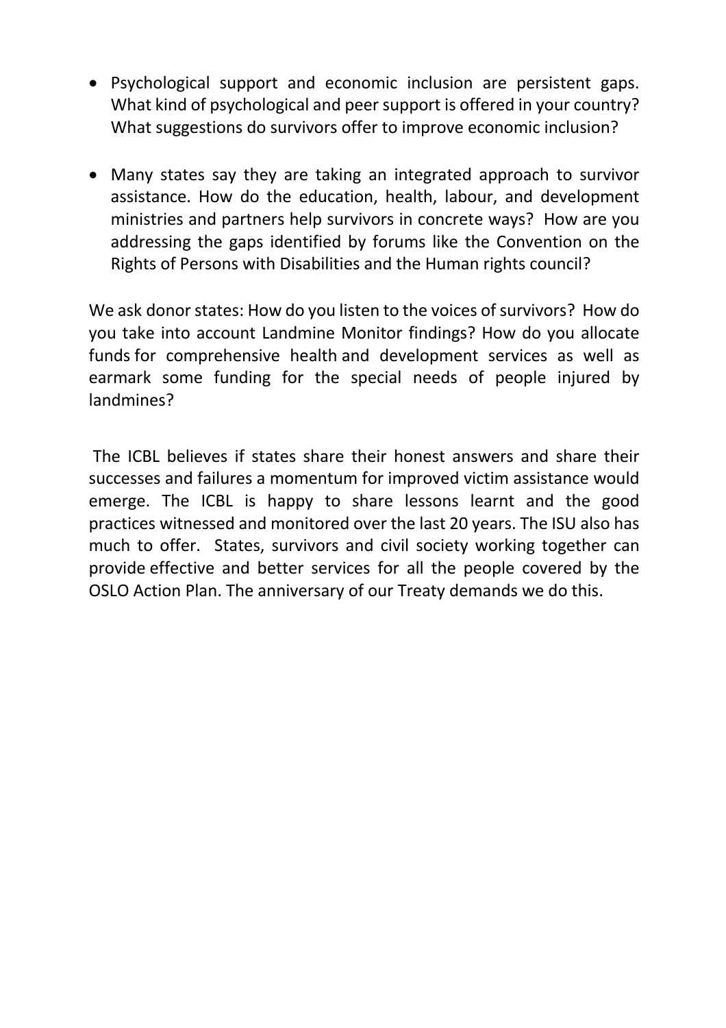- Psychological support and economic inclusion are persistent gaps. What kind of psychological and peer support is offered in your country? What suggestions do survivors offer to improve economic inclusion?

- Many states say they are taking an integrated approach to survivor assistance. How do the education, health, labour, and development ministries and partners help survivors in concrete ways? How are you addressing the gaps identified by forums like the Convention on the Rights of Persons with Disabilities and the Human rights council?

We ask donor states: How do you listen to the voices of survivors? How do you take into account Landmine Monitor findings? How do you allocate funds for comprehensive health and development services as well as earmark some funding for the special needs of people injured by landmines?

The ICBL believes if states share their honest answers and share their successes and failures a momentum for improved victim assistance would emerge. The ICBL is happy to share lessons learnt and the good practices witnessed and monitored over the last 20 years. The ISU also has much to offer. States, survivors and civil society working together can provide effective and better services for all the people covered by the OSLO Action Plan. The anniversary of our Treaty demands we do this.